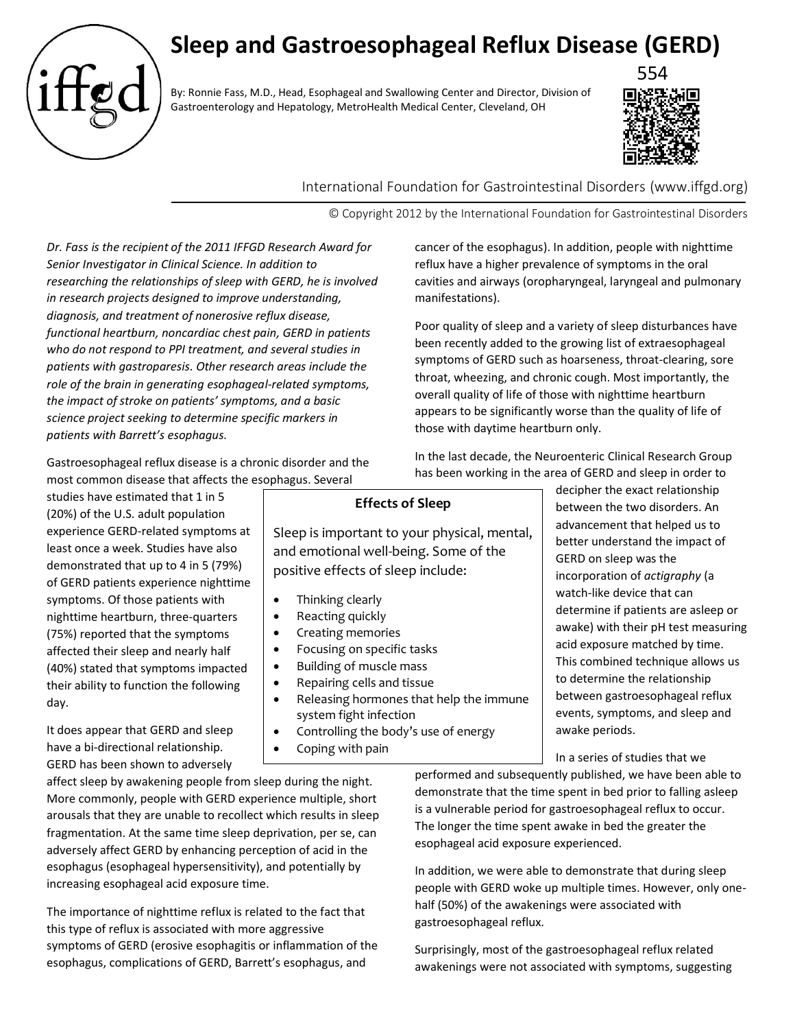# Sleep and Gastroesophageal Reflux Disease (GERD)

By: Ronnie Fass, M.D., Head, Esophageal and Swallowing Center and Director, Division of Gastroenterology and Hepatology, MetroHealth Medical Center, Cleveland, OH

554

International Foundation for Gastrointestinal Disorders (www.iffgd.org)

© Copyright 2012 by the International Foundation for Gastrointestinal Disorders

*Dr. Fass is the recipient of the 2011 IFFGD Research Award for Senior Investigator in Clinical Science. In addition to researching the relationships of sleep with GERD, he is involved in research projects designed to improve understanding, diagnosis, and treatment of nonerosive reflux disease, functional heartburn, noncardiac chest pain, GERD in patients who do not respond to PPI treatment, and several studies in patients with gastroparesis. Other research areas include the role of the brain in generating esophageal-related symptoms, the impact of stroke on patients' symptoms, and a basic science project seeking to determine specific markers in patients with Barrett's esophagus.*

Gastroesophageal reflux disease is a chronic disorder and the most common disease that affects the esophagus. Several studies have estimated that 1 in 5 (20%) of the U.S. adult population experience GERD-related symptoms at least once a week. Studies have also demonstrated that up to 4 in 5 (79%) of GERD patients experience nighttime symptoms. Of those patients with nighttime heartburn, three-quarters (75%) reported that the symptoms affected their sleep and nearly half (40%) stated that symptoms impacted their ability to function the following day.

It does appear that GERD and sleep have a bi-directional relationship. GERD has been shown to adversely affect sleep by awakening people from sleep during the night. More commonly, people with GERD experience multiple, short arousals that they are unable to recollect which results in sleep fragmentation. At the same time sleep deprivation, per se, can adversely affect GERD by enhancing perception of acid in the esophagus (esophageal hypersensitivity), and potentially by increasing esophageal acid exposure time.

The importance of nighttime reflux is related to the fact that this type of reflux is associated with more aggressive symptoms of GERD (erosive esophagitis or inflammation of the esophagus, complications of GERD, Barrett's esophagus, and cancer of the esophagus). In addition, people with nighttime reflux have a higher prevalence of symptoms in the oral cavities and airways (oropharyngeal, laryngeal and pulmonary manifestations).

Poor quality of sleep and a variety of sleep disturbances have been recently added to the growing list of extraesophageal symptoms of GERD such as hoarseness, throat-clearing, sore throat, wheezing, and chronic cough. Most importantly, the overall quality of life of those with nighttime heartburn appears to be significantly worse than the quality of life of those with daytime heartburn only.

**Effects of Sleep**

Sleep is important to your physical, mental, and emotional well-being. Some of the positive effects of sleep include:

- Thinking clearly
- Reacting quickly
- Creating memories
- Focusing on specific tasks
- Building of muscle mass
- Repairing cells and tissue
- Releasing hormones that help the immune system fight infection
- Controlling the body's use of energy
- Coping with pain

In the last decade, the Neuroenteric Clinical Research Group has been working in the area of GERD and sleep in order to decipher the exact relationship between the two disorders. An advancement that helped us to better understand the impact of GERD on sleep was the incorporation of *actigraphy* (a watch-like device that can determine if patients are asleep or awake) with their pH test measuring acid exposure matched by time. This combined technique allows us to determine the relationship between gastroesophageal reflux events, symptoms, and sleep and awake periods.

In a series of studies that we performed and subsequently published, we have been able to demonstrate that the time spent in bed prior to falling asleep is a vulnerable period for gastroesophageal reflux to occur. The longer the time spent awake in bed the greater the esophageal acid exposure experienced.

In addition, we were able to demonstrate that during sleep people with GERD woke up multiple times. However, only one-half (50%) of the awakenings were associated with gastroesophageal reflux.

Surprisingly, most of the gastroesophageal reflux related awakenings were not associated with symptoms, suggesting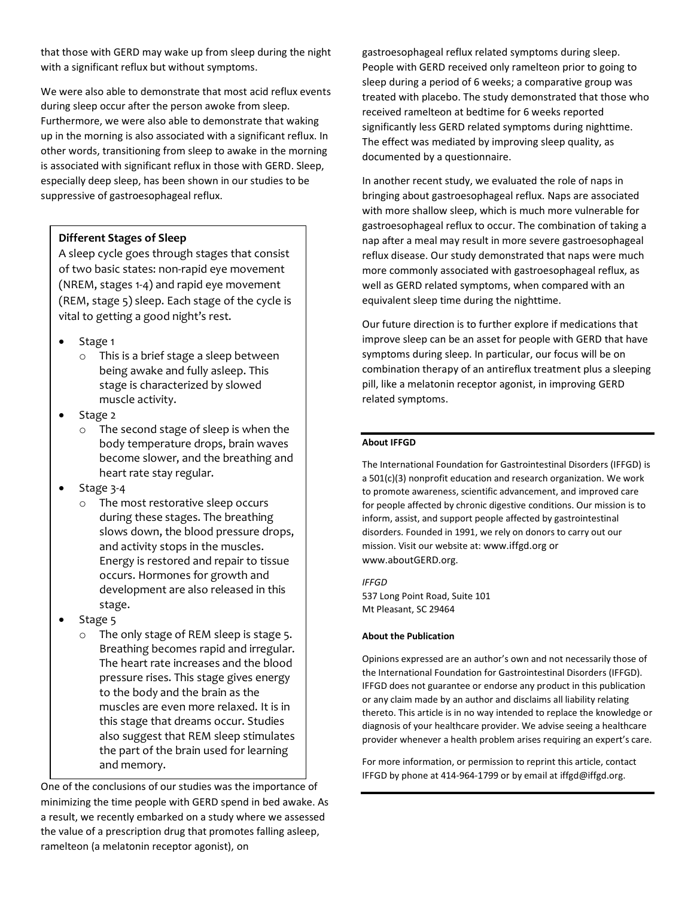that those with GERD may wake up from sleep during the night with a significant reflux but without symptoms.

We were also able to demonstrate that most acid reflux events during sleep occur after the person awoke from sleep. Furthermore, we were also able to demonstrate that waking up in the morning is also associated with a significant reflux. In other words, transitioning from sleep to awake in the morning is associated with significant reflux in those with GERD. Sleep, especially deep sleep, has been shown in our studies to be suppressive of gastroesophageal reflux.

**Different Stages of Sleep**

A sleep cycle goes through stages that consist of two basic states: non-rapid eye movement (NREM, stages 1-4) and rapid eye movement (REM, stage 5) sleep. Each stage of the cycle is vital to getting a good night's rest.

- Stage 1
  - This is a brief stage a sleep between being awake and fully asleep. This stage is characterized by slowed muscle activity.
- Stage 2
  - The second stage of sleep is when the body temperature drops, brain waves become slower, and the breathing and heart rate stay regular.
- Stage 3-4
  - The most restorative sleep occurs during these stages. The breathing slows down, the blood pressure drops, and activity stops in the muscles. Energy is restored and repair to tissue occurs. Hormones for growth and development are also released in this stage.
- Stage 5
  - The only stage of REM sleep is stage 5. Breathing becomes rapid and irregular. The heart rate increases and the blood pressure rises. This stage gives energy to the body and the brain as the muscles are even more relaxed. It is in this stage that dreams occur. Studies also suggest that REM sleep stimulates the part of the brain used for learning and memory.

One of the conclusions of our studies was the importance of minimizing the time people with GERD spend in bed awake. As a result, we recently embarked on a study where we assessed the value of a prescription drug that promotes falling asleep, ramelteon (a melatonin receptor agonist), on gastroesophageal reflux related symptoms during sleep. People with GERD received only ramelteon prior to going to sleep during a period of 6 weeks; a comparative group was treated with placebo. The study demonstrated that those who received ramelteon at bedtime for 6 weeks reported significantly less GERD related symptoms during nighttime. The effect was mediated by improving sleep quality, as documented by a questionnaire.

In another recent study, we evaluated the role of naps in bringing about gastroesophageal reflux. Naps are associated with more shallow sleep, which is much more vulnerable for gastroesophageal reflux to occur. The combination of taking a nap after a meal may result in more severe gastroesophageal reflux disease. Our study demonstrated that naps were much more commonly associated with gastroesophageal reflux, as well as GERD related symptoms, when compared with an equivalent sleep time during the nighttime.

Our future direction is to further explore if medications that improve sleep can be an asset for people with GERD that have symptoms during sleep. In particular, our focus will be on combination therapy of an antireflux treatment plus a sleeping pill, like a melatonin receptor agonist, in improving GERD related symptoms.

---

**About IFFGD**

The International Foundation for Gastrointestinal Disorders (IFFGD) is a 501(c)(3) nonprofit education and research organization. We work to promote awareness, scientific advancement, and improved care for people affected by chronic digestive conditions. Our mission is to inform, assist, and support people affected by gastrointestinal disorders. Founded in 1991, we rely on donors to carry out our mission. Visit our website at: www.iffgd.org or www.aboutGERD.org.

*IFFGD*
537 Long Point Road, Suite 101
Mt Pleasant, SC 29464

**About the Publication**

Opinions expressed are an author's own and not necessarily those of the International Foundation for Gastrointestinal Disorders (IFFGD). IFFGD does not guarantee or endorse any product in this publication or any claim made by an author and disclaims all liability relating thereto. This article is in no way intended to replace the knowledge or diagnosis of your healthcare provider. We advise seeing a healthcare provider whenever a health problem arises requiring an expert's care.

For more information, or permission to reprint this article, contact IFFGD by phone at 414-964-1799 or by email at iffgd@iffgd.org.

---